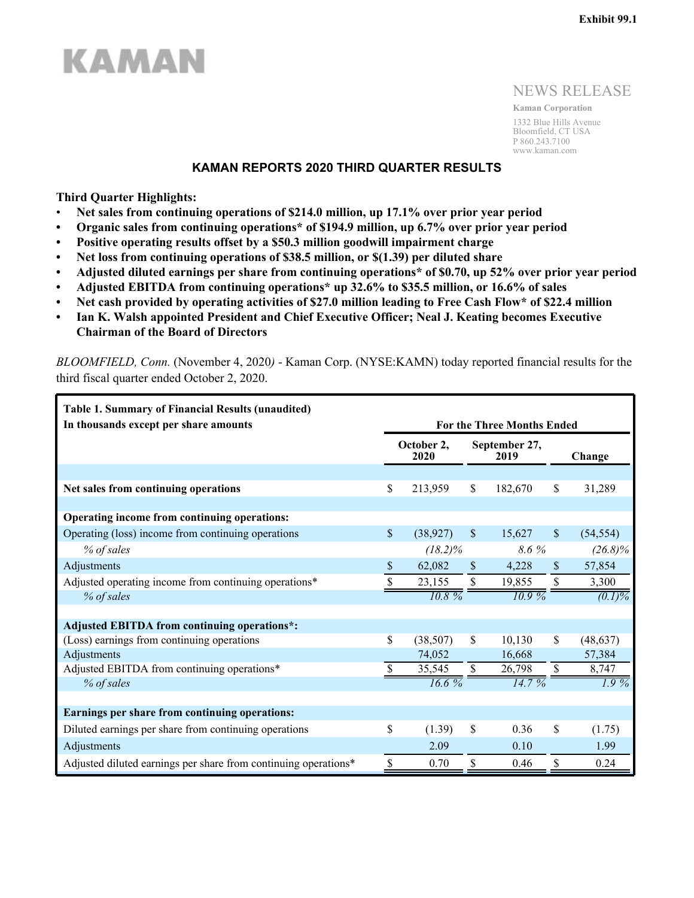Exhibit 99.1

KAMAN

NEWS RELEASE

**Kaman Corporation**

1332 Blue Hills Avenue
Bloomfield, CT USA
P 860.243.7100
www.kaman.com

# KAMAN REPORTS 2020 THIRD QUARTER RESULTS

**Third Quarter Highlights:**

- **Net sales from continuing operations of $214.0 million, up 17.1% over prior year period**
- **Organic sales from continuing operations* of $194.9 million, up 6.7% over prior year period**
- **Positive operating results offset by a $50.3 million goodwill impairment charge**
- **Net loss from continuing operations of $38.5 million, or $(1.39) per diluted share**
- **Adjusted diluted earnings per share from continuing operations* of $0.70, up 52% over prior year period**
- **Adjusted EBITDA from continuing operations* up 32.6% to $35.5 million, or 16.6% of sales**
- **Net cash provided by operating activities of $27.0 million leading to Free Cash Flow* of $22.4 million**
- **Ian K. Walsh appointed President and Chief Executive Officer; Neal J. Keating becomes Executive Chairman of the Board of Directors**

*BLOOMFIELD, Conn.* (November 4, 2020*)* - Kaman Corp. (NYSE:KAMN) today reported financial results for the third fiscal quarter ended October 2, 2020.

| **Table 1. Summary of Financial Results (unaudited)**<br>**In thousands except per share amounts** | **For the Three Months Ended** | | |
|---|---|---|---|
| | **October 2, 2020** | **September 27, 2019** | **Change** |
| **Net sales from continuing operations** | $ 213,959 | $ 182,670 | $ 31,289 |
| **Operating income from continuing operations:** | | | |
| Operating (loss) income from continuing operations | $ (38,927) | $ 15,627 | $ (54,554) |
| *% of sales* | *(18.2)%* | *8.6 %* | *(26.8)%* |
| Adjustments | $ 62,082 | $ 4,228 | $ 57,854 |
| Adjusted operating income from continuing operations* | $ 23,155 | $ 19,855 | $ 3,300 |
| *% of sales* | *10.8 %* | *10.9 %* | *(0.1)%* |
| **Adjusted EBITDA from continuing operations*:** | | | |
| (Loss) earnings from continuing operations | $ (38,507) | $ 10,130 | $ (48,637) |
| Adjustments | 74,052 | 16,668 | 57,384 |
| Adjusted EBITDA from continuing operations* | $ 35,545 | $ 26,798 | $ 8,747 |
| *% of sales* | *16.6 %* | *14.7 %* | *1.9 %* |
| **Earnings per share from continuing operations:** | | | |
| Diluted earnings per share from continuing operations | $ (1.39) | $ 0.36 | $ (1.75) |
| Adjustments | 2.09 | 0.10 | 1.99 |
| Adjusted diluted earnings per share from continuing operations* | $ 0.70 | $ 0.46 | $ 0.24 |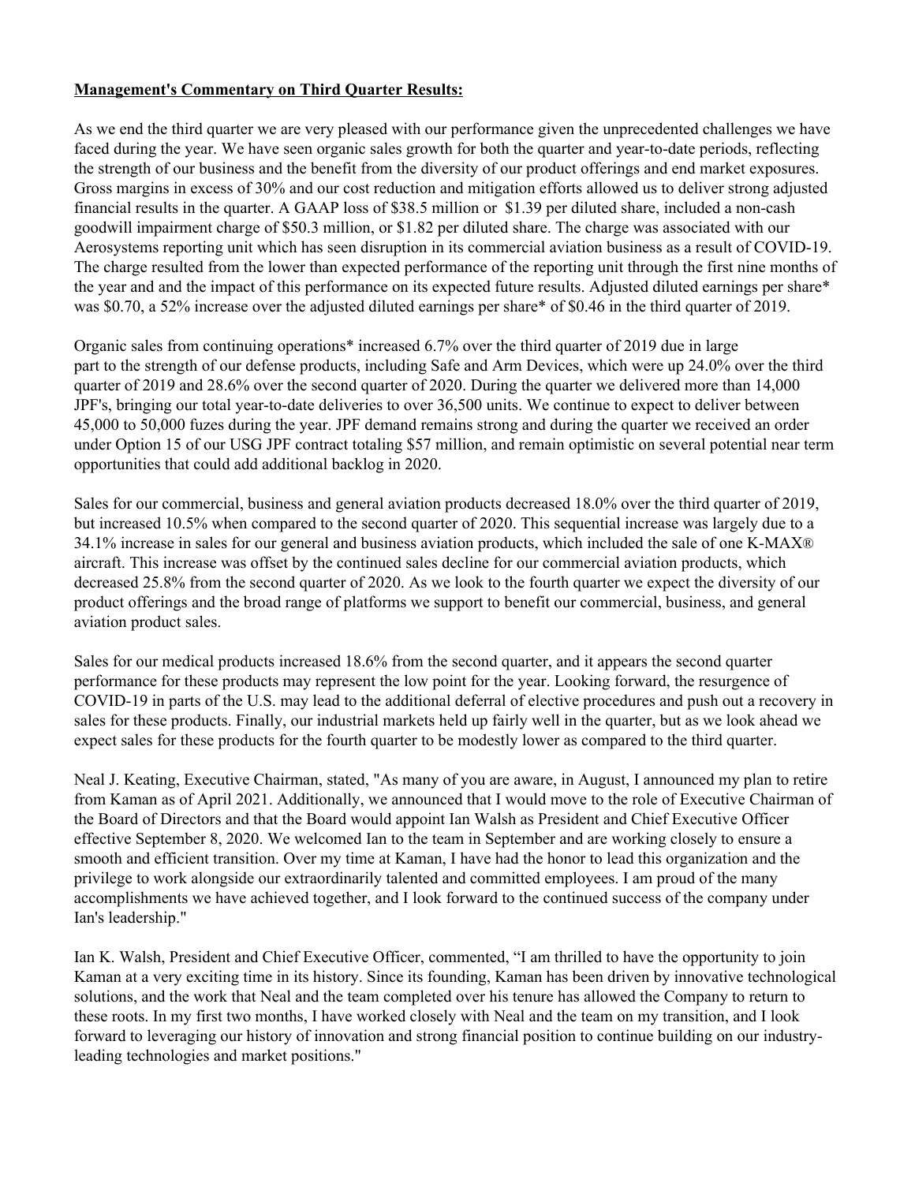**Management's Commentary on Third Quarter Results:**

As we end the third quarter we are very pleased with our performance given the unprecedented challenges we have faced during the year. We have seen organic sales growth for both the quarter and year-to-date periods, reflecting the strength of our business and the benefit from the diversity of our product offerings and end market exposures. Gross margins in excess of 30% and our cost reduction and mitigation efforts allowed us to deliver strong adjusted financial results in the quarter. A GAAP loss of $38.5 million or $1.39 per diluted share, included a non-cash goodwill impairment charge of $50.3 million, or $1.82 per diluted share. The charge was associated with our Aerosystems reporting unit which has seen disruption in its commercial aviation business as a result of COVID-19. The charge resulted from the lower than expected performance of the reporting unit through the first nine months of the year and and the impact of this performance on its expected future results. Adjusted diluted earnings per share* was $0.70, a 52% increase over the adjusted diluted earnings per share* of $0.46 in the third quarter of 2019.

Organic sales from continuing operations* increased 6.7% over the third quarter of 2019 due in large part to the strength of our defense products, including Safe and Arm Devices, which were up 24.0% over the third quarter of 2019 and 28.6% over the second quarter of 2020. During the quarter we delivered more than 14,000 JPF's, bringing our total year-to-date deliveries to over 36,500 units. We continue to expect to deliver between 45,000 to 50,000 fuzes during the year. JPF demand remains strong and during the quarter we received an order under Option 15 of our USG JPF contract totaling $57 million, and remain optimistic on several potential near term opportunities that could add additional backlog in 2020.

Sales for our commercial, business and general aviation products decreased 18.0% over the third quarter of 2019, but increased 10.5% when compared to the second quarter of 2020. This sequential increase was largely due to a 34.1% increase in sales for our general and business aviation products, which included the sale of one K-MAX® aircraft. This increase was offset by the continued sales decline for our commercial aviation products, which decreased 25.8% from the second quarter of 2020. As we look to the fourth quarter we expect the diversity of our product offerings and the broad range of platforms we support to benefit our commercial, business, and general aviation product sales.

Sales for our medical products increased 18.6% from the second quarter, and it appears the second quarter performance for these products may represent the low point for the year. Looking forward, the resurgence of COVID-19 in parts of the U.S. may lead to the additional deferral of elective procedures and push out a recovery in sales for these products. Finally, our industrial markets held up fairly well in the quarter, but as we look ahead we expect sales for these products for the fourth quarter to be modestly lower as compared to the third quarter.

Neal J. Keating, Executive Chairman, stated, "As many of you are aware, in August, I announced my plan to retire from Kaman as of April 2021. Additionally, we announced that I would move to the role of Executive Chairman of the Board of Directors and that the Board would appoint Ian Walsh as President and Chief Executive Officer effective September 8, 2020. We welcomed Ian to the team in September and are working closely to ensure a smooth and efficient transition. Over my time at Kaman, I have had the honor to lead this organization and the privilege to work alongside our extraordinarily talented and committed employees. I am proud of the many accomplishments we have achieved together, and I look forward to the continued success of the company under Ian's leadership."

Ian K. Walsh, President and Chief Executive Officer, commented, "I am thrilled to have the opportunity to join Kaman at a very exciting time in its history. Since its founding, Kaman has been driven by innovative technological solutions, and the work that Neal and the team completed over his tenure has allowed the Company to return to these roots. In my first two months, I have worked closely with Neal and the team on my transition, and I look forward to leveraging our history of innovation and strong financial position to continue building on our industry-leading technologies and market positions."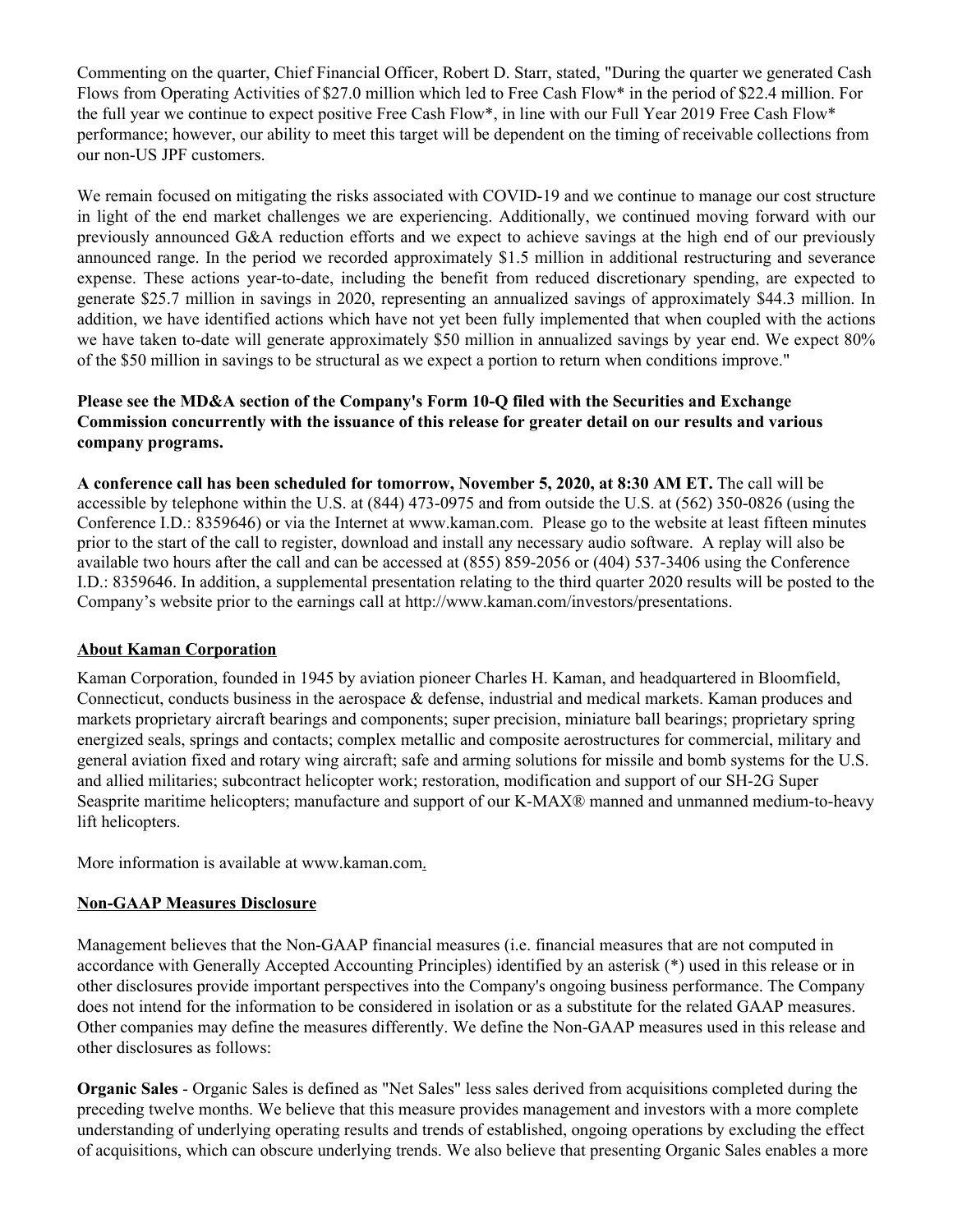Commenting on the quarter, Chief Financial Officer, Robert D. Starr, stated, "During the quarter we generated Cash Flows from Operating Activities of $27.0 million which led to Free Cash Flow* in the period of $22.4 million. For the full year we continue to expect positive Free Cash Flow*, in line with our Full Year 2019 Free Cash Flow* performance; however, our ability to meet this target will be dependent on the timing of receivable collections from our non-US JPF customers.

We remain focused on mitigating the risks associated with COVID-19 and we continue to manage our cost structure in light of the end market challenges we are experiencing. Additionally, we continued moving forward with our previously announced G&A reduction efforts and we expect to achieve savings at the high end of our previously announced range. In the period we recorded approximately $1.5 million in additional restructuring and severance expense. These actions year-to-date, including the benefit from reduced discretionary spending, are expected to generate $25.7 million in savings in 2020, representing an annualized savings of approximately $44.3 million. In addition, we have identified actions which have not yet been fully implemented that when coupled with the actions we have taken to-date will generate approximately $50 million in annualized savings by year end. We expect 80% of the $50 million in savings to be structural as we expect a portion to return when conditions improve."

**Please see the MD&A section of the Company's Form 10-Q filed with the Securities and Exchange Commission concurrently with the issuance of this release for greater detail on our results and various company programs.**

**A conference call has been scheduled for tomorrow, November 5, 2020, at 8:30 AM ET.** The call will be accessible by telephone within the U.S. at (844) 473-0975 and from outside the U.S. at (562) 350-0826 (using the Conference I.D.: 8359646) or via the Internet at www.kaman.com. Please go to the website at least fifteen minutes prior to the start of the call to register, download and install any necessary audio software. A replay will also be available two hours after the call and can be accessed at (855) 859-2056 or (404) 537-3406 using the Conference I.D.: 8359646. In addition, a supplemental presentation relating to the third quarter 2020 results will be posted to the Company's website prior to the earnings call at http://www.kaman.com/investors/presentations.

**About Kaman Corporation**

Kaman Corporation, founded in 1945 by aviation pioneer Charles H. Kaman, and headquartered in Bloomfield, Connecticut, conducts business in the aerospace & defense, industrial and medical markets. Kaman produces and markets proprietary aircraft bearings and components; super precision, miniature ball bearings; proprietary spring energized seals, springs and contacts; complex metallic and composite aerostructures for commercial, military and general aviation fixed and rotary wing aircraft; safe and arming solutions for missile and bomb systems for the U.S. and allied militaries; subcontract helicopter work; restoration, modification and support of our SH-2G Super Seasprite maritime helicopters; manufacture and support of our K-MAX® manned and unmanned medium-to-heavy lift helicopters.

More information is available at www.kaman.com.

**Non-GAAP Measures Disclosure**

Management believes that the Non-GAAP financial measures (i.e. financial measures that are not computed in accordance with Generally Accepted Accounting Principles) identified by an asterisk (*) used in this release or in other disclosures provide important perspectives into the Company's ongoing business performance. The Company does not intend for the information to be considered in isolation or as a substitute for the related GAAP measures. Other companies may define the measures differently. We define the Non-GAAP measures used in this release and other disclosures as follows:

**Organic Sales** - Organic Sales is defined as "Net Sales" less sales derived from acquisitions completed during the preceding twelve months. We believe that this measure provides management and investors with a more complete understanding of underlying operating results and trends of established, ongoing operations by excluding the effect of acquisitions, which can obscure underlying trends. We also believe that presenting Organic Sales enables a more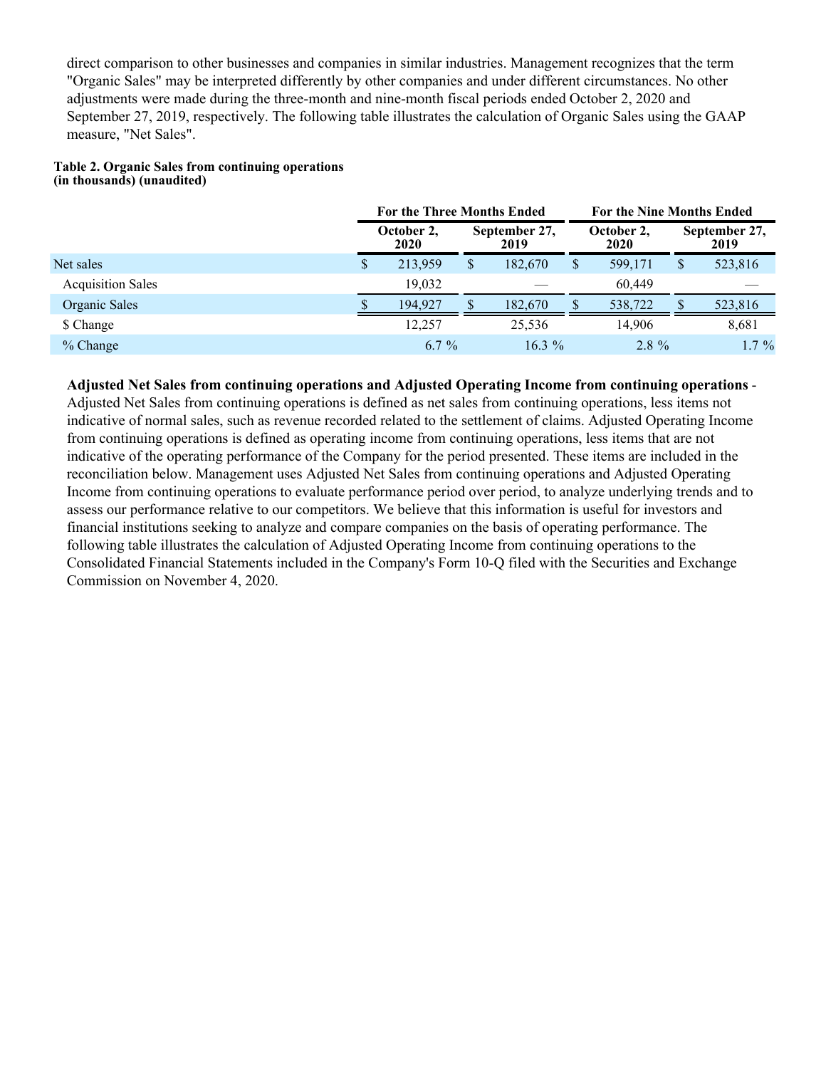direct comparison to other businesses and companies in similar industries. Management recognizes that the term "Organic Sales" may be interpreted differently by other companies and under different circumstances. No other adjustments were made during the three-month and nine-month fiscal periods ended October 2, 2020 and September 27, 2019, respectively. The following table illustrates the calculation of Organic Sales using the GAAP measure, "Net Sales".

**Table 2. Organic Sales from continuing operations (in thousands) (unaudited)**

| | For the Three Months Ended | | For the Nine Months Ended | |
|---|---|---|---|---|
| | October 2, 2020 | September 27, 2019 | October 2, 2020 | September 27, 2019 |
| Net sales | $ 213,959 | $ 182,670 | $ 599,171 | $ 523,816 |
| Acquisition Sales | 19,032 | — | 60,449 | — |
| Organic Sales | $ 194,927 | $ 182,670 | $ 538,722 | $ 523,816 |
| $ Change | 12,257 | 25,536 | 14,906 | 8,681 |
| % Change | 6.7 % | 16.3 % | 2.8 % | 1.7 % |

**Adjusted Net Sales from continuing operations and Adjusted Operating Income from continuing operations** - Adjusted Net Sales from continuing operations is defined as net sales from continuing operations, less items not indicative of normal sales, such as revenue recorded related to the settlement of claims. Adjusted Operating Income from continuing operations is defined as operating income from continuing operations, less items that are not indicative of the operating performance of the Company for the period presented. These items are included in the reconciliation below. Management uses Adjusted Net Sales from continuing operations and Adjusted Operating Income from continuing operations to evaluate performance period over period, to analyze underlying trends and to assess our performance relative to our competitors. We believe that this information is useful for investors and financial institutions seeking to analyze and compare companies on the basis of operating performance. The following table illustrates the calculation of Adjusted Operating Income from continuing operations to the Consolidated Financial Statements included in the Company's Form 10-Q filed with the Securities and Exchange Commission on November 4, 2020.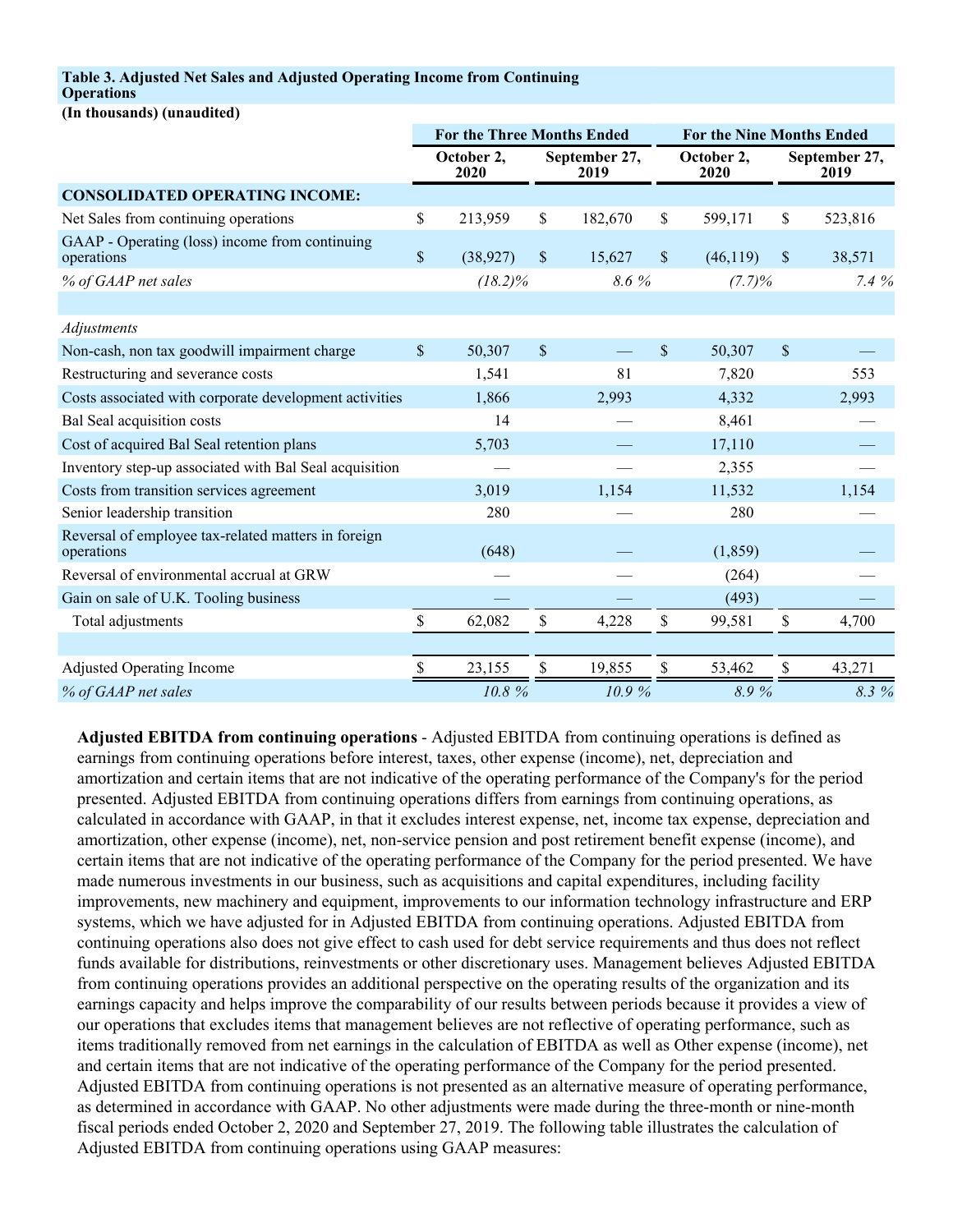**Table 3. Adjusted Net Sales and Adjusted Operating Income from Continuing Operations**

**(In thousands) (unaudited)**

| | For the Three Months Ended | | For the Nine Months Ended | |
|---|---|---|---|---|
| | October 2, 2020 | September 27, 2019 | October 2, 2020 | September 27, 2019 |
| **CONSOLIDATED OPERATING INCOME:** | | | | |
| Net Sales from continuing operations | $ 213,959 | $ 182,670 | $ 599,171 | $ 523,816 |
| GAAP - Operating (loss) income from continuing operations | $ (38,927) | $ 15,627 | $ (46,119) | $ 38,571 |
| *% of GAAP net sales* | *(18.2)%* | *8.6 %* | *(7.7)%* | *7.4 %* |
| | | | | |
| *Adjustments* | | | | |
| Non-cash, non tax goodwill impairment charge | $ 50,307 | $ — | $ 50,307 | $ — |
| Restructuring and severance costs | 1,541 | 81 | 7,820 | 553 |
| Costs associated with corporate development activities | 1,866 | 2,993 | 4,332 | 2,993 |
| Bal Seal acquisition costs | 14 | — | 8,461 | — |
| Cost of acquired Bal Seal retention plans | 5,703 | — | 17,110 | — |
| Inventory step-up associated with Bal Seal acquisition | — | — | 2,355 | — |
| Costs from transition services agreement | 3,019 | 1,154 | 11,532 | 1,154 |
| Senior leadership transition | 280 | — | 280 | — |
| Reversal of employee tax-related matters in foreign operations | (648) | — | (1,859) | — |
| Reversal of environmental accrual at GRW | — | — | (264) | — |
| Gain on sale of U.K. Tooling business | — | — | (493) | — |
| Total adjustments | $ 62,082 | $ 4,228 | $ 99,581 | $ 4,700 |
| | | | | |
| Adjusted Operating Income | $ 23,155 | $ 19,855 | $ 53,462 | $ 43,271 |
| *% of GAAP net sales* | *10.8 %* | *10.9 %* | *8.9 %* | *8.3 %* |

**Adjusted EBITDA from continuing operations** - Adjusted EBITDA from continuing operations is defined as earnings from continuing operations before interest, taxes, other expense (income), net, depreciation and amortization and certain items that are not indicative of the operating performance of the Company's for the period presented. Adjusted EBITDA from continuing operations differs from earnings from continuing operations, as calculated in accordance with GAAP, in that it excludes interest expense, net, income tax expense, depreciation and amortization, other expense (income), net, non-service pension and post retirement benefit expense (income), and certain items that are not indicative of the operating performance of the Company for the period presented. We have made numerous investments in our business, such as acquisitions and capital expenditures, including facility improvements, new machinery and equipment, improvements to our information technology infrastructure and ERP systems, which we have adjusted for in Adjusted EBITDA from continuing operations. Adjusted EBITDA from continuing operations also does not give effect to cash used for debt service requirements and thus does not reflect funds available for distributions, reinvestments or other discretionary uses. Management believes Adjusted EBITDA from continuing operations provides an additional perspective on the operating results of the organization and its earnings capacity and helps improve the comparability of our results between periods because it provides a view of our operations that excludes items that management believes are not reflective of operating performance, such as items traditionally removed from net earnings in the calculation of EBITDA as well as Other expense (income), net and certain items that are not indicative of the operating performance of the Company for the period presented. Adjusted EBITDA from continuing operations is not presented as an alternative measure of operating performance, as determined in accordance with GAAP. No other adjustments were made during the three-month or nine-month fiscal periods ended October 2, 2020 and September 27, 2019. The following table illustrates the calculation of Adjusted EBITDA from continuing operations using GAAP measures: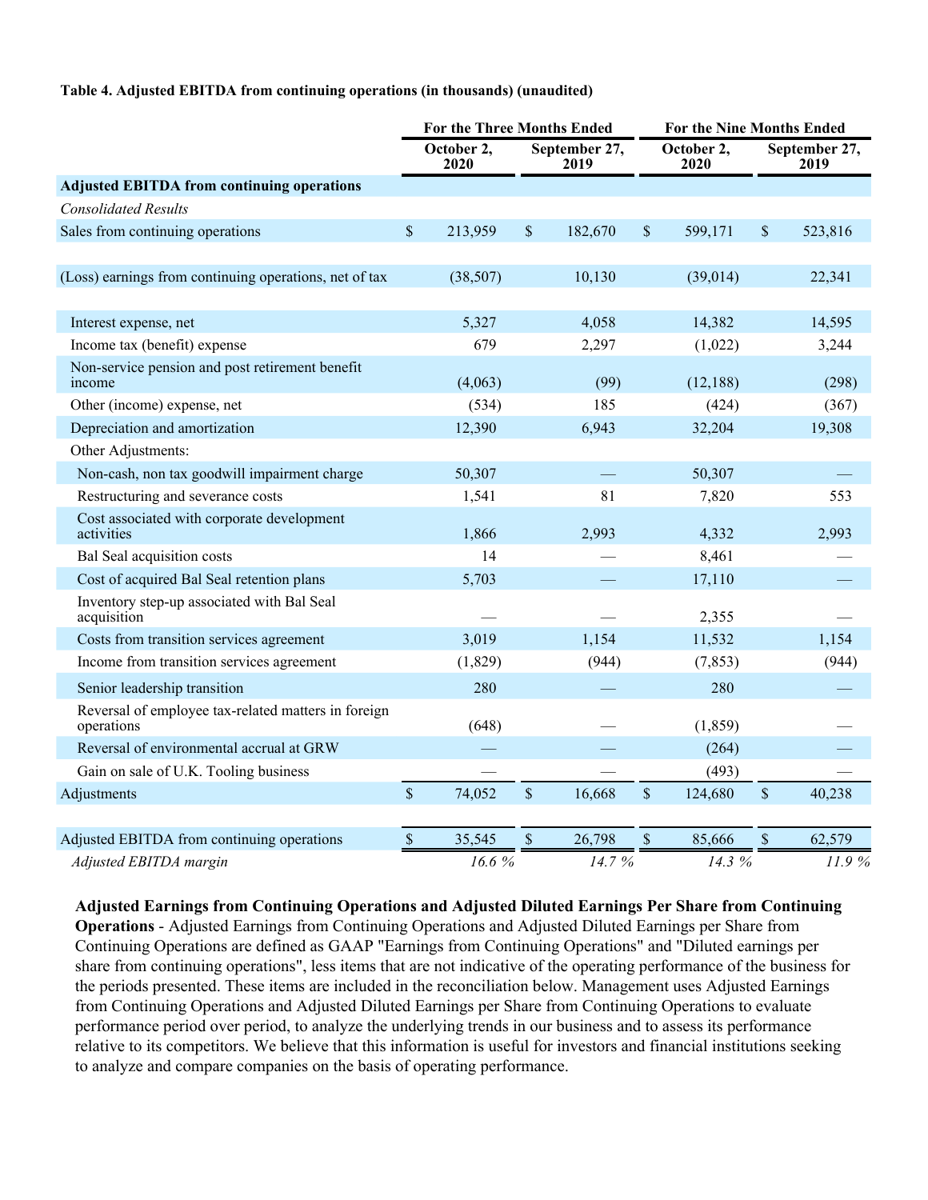**Table 4. Adjusted EBITDA from continuing operations (in thousands) (unaudited)**

| | For the Three Months Ended | | For the Nine Months Ended | |
|---|---|---|---|---|
| | October 2, 2020 | September 27, 2019 | October 2, 2020 | September 27, 2019 |
| **Adjusted EBITDA from continuing operations** | | | | |
| *Consolidated Results* | | | | |
| Sales from continuing operations | $ 213,959 | $ 182,670 | $ 599,171 | $ 523,816 |
| | | | | |
| (Loss) earnings from continuing operations, net of tax | (38,507) | 10,130 | (39,014) | 22,341 |
| | | | | |
| Interest expense, net | 5,327 | 4,058 | 14,382 | 14,595 |
| Income tax (benefit) expense | 679 | 2,297 | (1,022) | 3,244 |
| Non-service pension and post retirement benefit income | (4,063) | (99) | (12,188) | (298) |
| Other (income) expense, net | (534) | 185 | (424) | (367) |
| Depreciation and amortization | 12,390 | 6,943 | 32,204 | 19,308 |
| Other Adjustments: | | | | |
| Non-cash, non tax goodwill impairment charge | 50,307 | — | 50,307 | — |
| Restructuring and severance costs | 1,541 | 81 | 7,820 | 553 |
| Cost associated with corporate development activities | 1,866 | 2,993 | 4,332 | 2,993 |
| Bal Seal acquisition costs | 14 | — | 8,461 | — |
| Cost of acquired Bal Seal retention plans | 5,703 | — | 17,110 | — |
| Inventory step-up associated with Bal Seal acquisition | — | — | 2,355 | — |
| Costs from transition services agreement | 3,019 | 1,154 | 11,532 | 1,154 |
| Income from transition services agreement | (1,829) | (944) | (7,853) | (944) |
| Senior leadership transition | 280 | — | 280 | — |
| Reversal of employee tax-related matters in foreign operations | (648) | — | (1,859) | — |
| Reversal of environmental accrual at GRW | — | — | (264) | — |
| Gain on sale of U.K. Tooling business | — | — | (493) | — |
| Adjustments | $ 74,052 | $ 16,668 | $ 124,680 | $ 40,238 |
| | | | | |
| Adjusted EBITDA from continuing operations | $ 35,545 | $ 26,798 | $ 85,666 | $ 62,579 |
| *Adjusted EBITDA margin* | *16.6 %* | *14.7 %* | *14.3 %* | *11.9 %* |

**Adjusted Earnings from Continuing Operations and Adjusted Diluted Earnings Per Share from Continuing Operations** - Adjusted Earnings from Continuing Operations and Adjusted Diluted Earnings per Share from Continuing Operations are defined as GAAP "Earnings from Continuing Operations" and "Diluted earnings per share from continuing operations", less items that are not indicative of the operating performance of the business for the periods presented. These items are included in the reconciliation below. Management uses Adjusted Earnings from Continuing Operations and Adjusted Diluted Earnings per Share from Continuing Operations to evaluate performance period over period, to analyze the underlying trends in our business and to assess its performance relative to its competitors. We believe that this information is useful for investors and financial institutions seeking to analyze and compare companies on the basis of operating performance.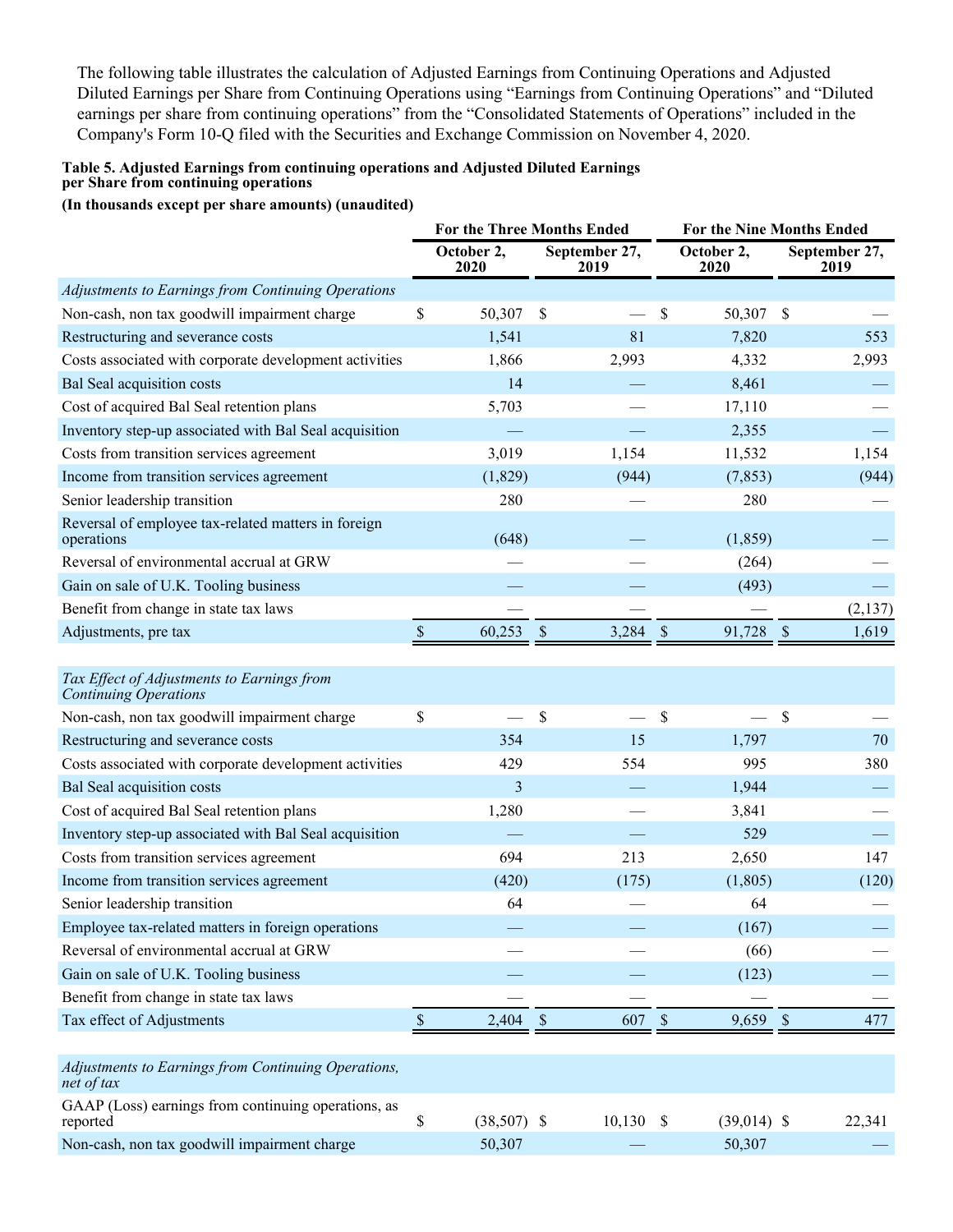The following table illustrates the calculation of Adjusted Earnings from Continuing Operations and Adjusted Diluted Earnings per Share from Continuing Operations using "Earnings from Continuing Operations" and "Diluted earnings per share from continuing operations" from the "Consolidated Statements of Operations" included in the Company's Form 10-Q filed with the Securities and Exchange Commission on November 4, 2020.

**Table 5. Adjusted Earnings from continuing operations and Adjusted Diluted Earnings per Share from continuing operations**

**(In thousands except per share amounts) (unaudited)**

| | For the Three Months Ended | | For the Nine Months Ended | |
|---|---|---|---|---|
| | October 2, 2020 | September 27, 2019 | October 2, 2020 | September 27, 2019 |
| *Adjustments to Earnings from Continuing Operations* | | | | |
| Non-cash, non tax goodwill impairment charge | $ 50,307 | $ — | $ 50,307 | $ — |
| Restructuring and severance costs | 1,541 | 81 | 7,820 | 553 |
| Costs associated with corporate development activities | 1,866 | 2,993 | 4,332 | 2,993 |
| Bal Seal acquisition costs | 14 | — | 8,461 | — |
| Cost of acquired Bal Seal retention plans | 5,703 | — | 17,110 | — |
| Inventory step-up associated with Bal Seal acquisition | — | — | 2,355 | — |
| Costs from transition services agreement | 3,019 | 1,154 | 11,532 | 1,154 |
| Income from transition services agreement | (1,829) | (944) | (7,853) | (944) |
| Senior leadership transition | 280 | — | 280 | — |
| Reversal of employee tax-related matters in foreign operations | (648) | — | (1,859) | — |
| Reversal of environmental accrual at GRW | — | — | (264) | — |
| Gain on sale of U.K. Tooling business | — | — | (493) | — |
| Benefit from change in state tax laws | — | — | — | (2,137) |
| Adjustments, pre tax | $ 60,253 | $ 3,284 | $ 91,728 | $ 1,619 |
| | | | | |
| *Tax Effect of Adjustments to Earnings from Continuing Operations* | | | | |
| Non-cash, non tax goodwill impairment charge | $ — | $ — | $ — | $ — |
| Restructuring and severance costs | 354 | 15 | 1,797 | 70 |
| Costs associated with corporate development activities | 429 | 554 | 995 | 380 |
| Bal Seal acquisition costs | 3 | — | 1,944 | — |
| Cost of acquired Bal Seal retention plans | 1,280 | — | 3,841 | — |
| Inventory step-up associated with Bal Seal acquisition | — | — | 529 | — |
| Costs from transition services agreement | 694 | 213 | 2,650 | 147 |
| Income from transition services agreement | (420) | (175) | (1,805) | (120) |
| Senior leadership transition | 64 | — | 64 | — |
| Employee tax-related matters in foreign operations | — | — | (167) | — |
| Reversal of environmental accrual at GRW | — | — | (66) | — |
| Gain on sale of U.K. Tooling business | — | — | (123) | — |
| Benefit from change in state tax laws | — | — | — | — |
| Tax effect of Adjustments | $ 2,404 | $ 607 | $ 9,659 | $ 477 |
| | | | | |
| *Adjustments to Earnings from Continuing Operations, net of tax* | | | | |
| GAAP (Loss) earnings from continuing operations, as reported | $ (38,507) | $ 10,130 | $ (39,014) | $ 22,341 |
| Non-cash, non tax goodwill impairment charge | 50,307 | — | 50,307 | — |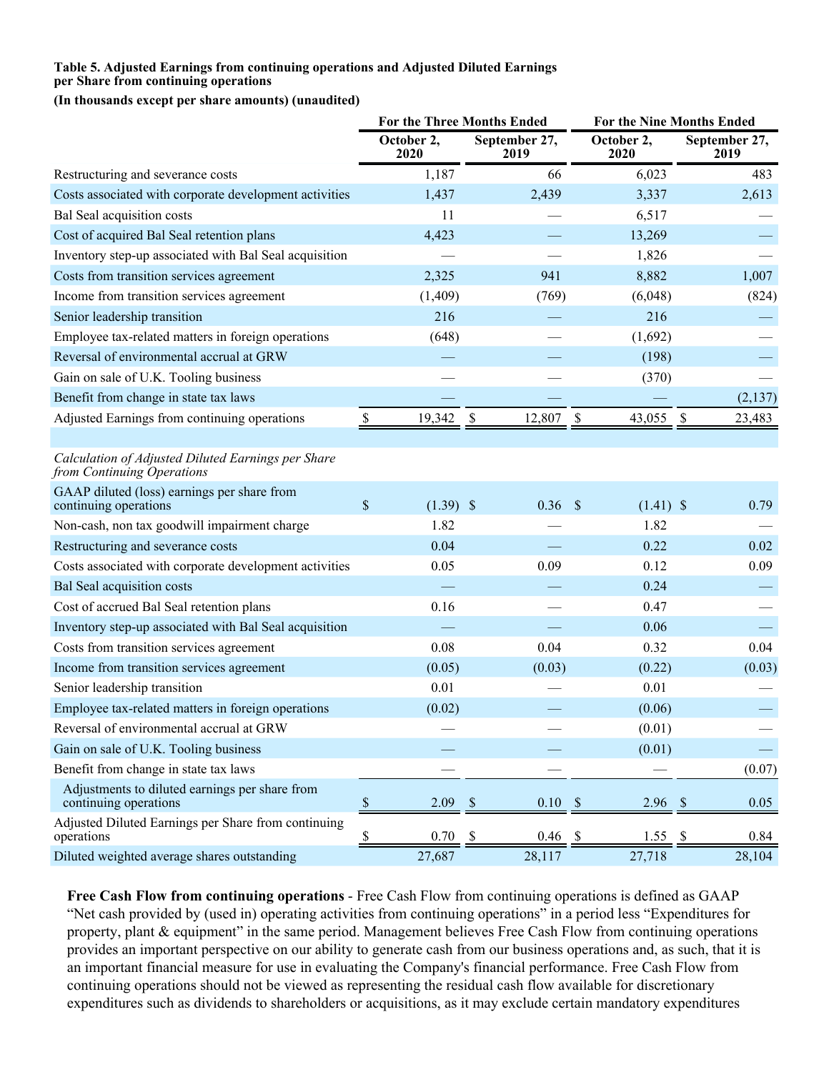**Table 5. Adjusted Earnings from continuing operations and Adjusted Diluted Earnings per Share from continuing operations**

**(In thousands except per share amounts) (unaudited)**

| | For the Three Months Ended | | For the Nine Months Ended | |
|---|---|---|---|---|
| | October 2, 2020 | September 27, 2019 | October 2, 2020 | September 27, 2019 |
| Restructuring and severance costs | 1,187 | 66 | 6,023 | 483 |
| Costs associated with corporate development activities | 1,437 | 2,439 | 3,337 | 2,613 |
| Bal Seal acquisition costs | 11 | — | 6,517 | — |
| Cost of acquired Bal Seal retention plans | 4,423 | — | 13,269 | — |
| Inventory step-up associated with Bal Seal acquisition | — | — | 1,826 | — |
| Costs from transition services agreement | 2,325 | 941 | 8,882 | 1,007 |
| Income from transition services agreement | (1,409) | (769) | (6,048) | (824) |
| Senior leadership transition | 216 | — | 216 | — |
| Employee tax-related matters in foreign operations | (648) | — | (1,692) | — |
| Reversal of environmental accrual at GRW | — | — | (198) | — |
| Gain on sale of U.K. Tooling business | — | — | (370) | — |
| Benefit from change in state tax laws | — | — | — | (2,137) |
| Adjusted Earnings from continuing operations | $ 19,342 | $ 12,807 | $ 43,055 | $ 23,483 |
| | | | | |
| *Calculation of Adjusted Diluted Earnings per Share from Continuing Operations* | | | | |
| GAAP diluted (loss) earnings per share from continuing operations | $ (1.39) | $ 0.36 | $ (1.41) | $ 0.79 |
| Non-cash, non tax goodwill impairment charge | 1.82 | — | 1.82 | — |
| Restructuring and severance costs | 0.04 | — | 0.22 | 0.02 |
| Costs associated with corporate development activities | 0.05 | 0.09 | 0.12 | 0.09 |
| Bal Seal acquisition costs | — | — | 0.24 | — |
| Cost of accrued Bal Seal retention plans | 0.16 | — | 0.47 | — |
| Inventory step-up associated with Bal Seal acquisition | — | — | 0.06 | — |
| Costs from transition services agreement | 0.08 | 0.04 | 0.32 | 0.04 |
| Income from transition services agreement | (0.05) | (0.03) | (0.22) | (0.03) |
| Senior leadership transition | 0.01 | — | 0.01 | — |
| Employee tax-related matters in foreign operations | (0.02) | — | (0.06) | — |
| Reversal of environmental accrual at GRW | — | — | (0.01) | — |
| Gain on sale of U.K. Tooling business | — | — | (0.01) | — |
| Benefit from change in state tax laws | — | — | — | (0.07) |
| Adjustments to diluted earnings per share from continuing operations | $ 2.09 | $ 0.10 | $ 2.96 | $ 0.05 |
| Adjusted Diluted Earnings per Share from continuing operations | $ 0.70 | $ 0.46 | $ 1.55 | $ 0.84 |
| Diluted weighted average shares outstanding | 27,687 | 28,117 | 27,718 | 28,104 |

**Free Cash Flow from continuing operations** - Free Cash Flow from continuing operations is defined as GAAP "Net cash provided by (used in) operating activities from continuing operations" in a period less "Expenditures for property, plant & equipment" in the same period. Management believes Free Cash Flow from continuing operations provides an important perspective on our ability to generate cash from our business operations and, as such, that it is an important financial measure for use in evaluating the Company's financial performance. Free Cash Flow from continuing operations should not be viewed as representing the residual cash flow available for discretionary expenditures such as dividends to shareholders or acquisitions, as it may exclude certain mandatory expenditures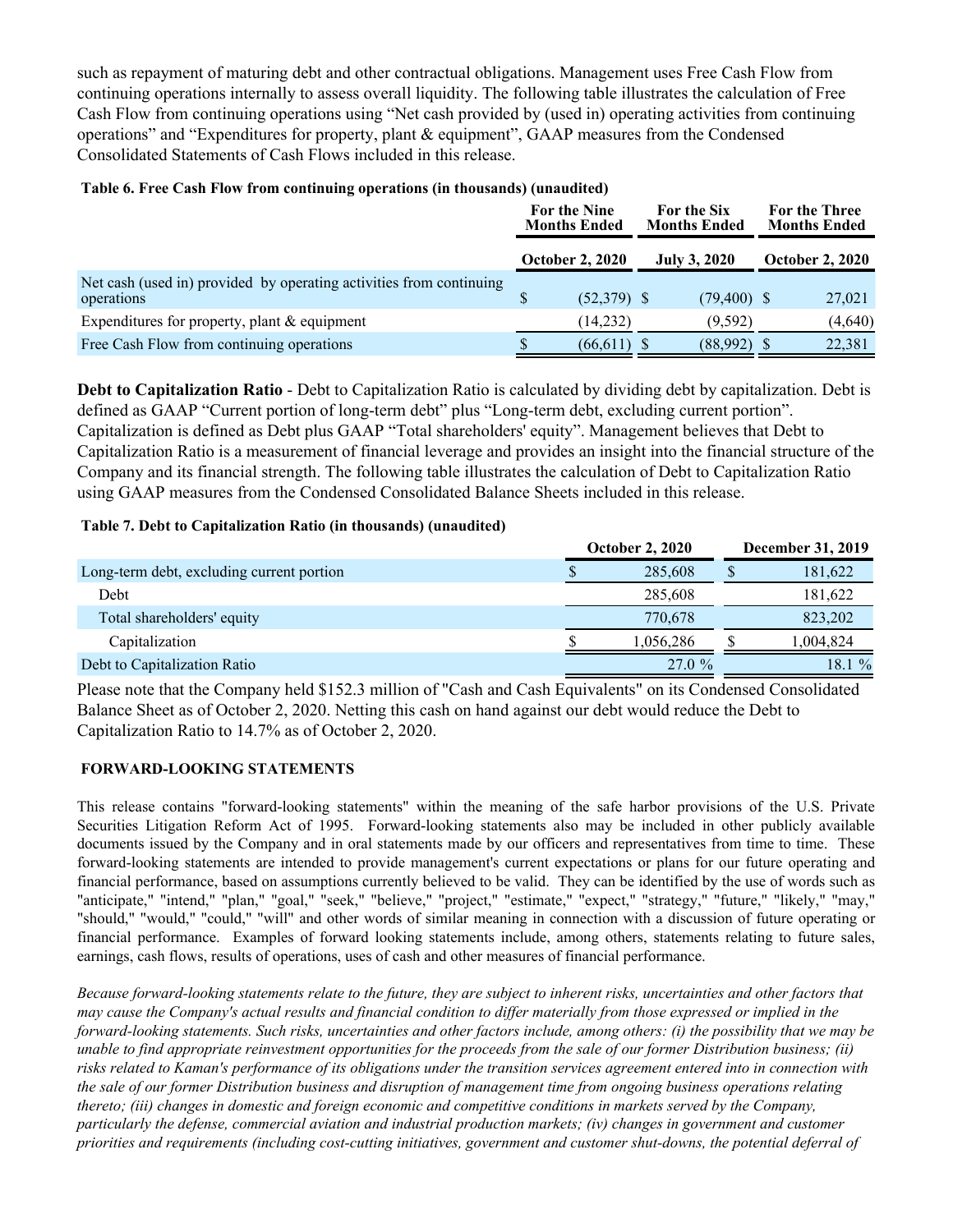such as repayment of maturing debt and other contractual obligations. Management uses Free Cash Flow from continuing operations internally to assess overall liquidity. The following table illustrates the calculation of Free Cash Flow from continuing operations using "Net cash provided by (used in) operating activities from continuing operations" and "Expenditures for property, plant & equipment", GAAP measures from the Condensed Consolidated Statements of Cash Flows included in this release.

**Table 6. Free Cash Flow from continuing operations (in thousands) (unaudited)**

| | For the Nine Months Ended | For the Six Months Ended | For the Three Months Ended |
|---|---|---|---|
| | October 2, 2020 | July 3, 2020 | October 2, 2020 |
| Net cash (used in) provided by operating activities from continuing operations | $ (52,379) | $ (79,400) | $ 27,021 |
| Expenditures for property, plant & equipment | (14,232) | (9,592) | (4,640) |
| Free Cash Flow from continuing operations | $ (66,611) | $ (88,992) | $ 22,381 |

**Debt to Capitalization Ratio** - Debt to Capitalization Ratio is calculated by dividing debt by capitalization. Debt is defined as GAAP "Current portion of long-term debt" plus "Long-term debt, excluding current portion". Capitalization is defined as Debt plus GAAP "Total shareholders' equity". Management believes that Debt to Capitalization Ratio is a measurement of financial leverage and provides an insight into the financial structure of the Company and its financial strength. The following table illustrates the calculation of Debt to Capitalization Ratio using GAAP measures from the Condensed Consolidated Balance Sheets included in this release.

**Table 7. Debt to Capitalization Ratio (in thousands) (unaudited)**

| | October 2, 2020 | December 31, 2019 |
|---|---|---|
| Long-term debt, excluding current portion | $ 285,608 | $ 181,622 |
| Debt | 285,608 | 181,622 |
| Total shareholders' equity | 770,678 | 823,202 |
| Capitalization | $ 1,056,286 | $ 1,004,824 |
| Debt to Capitalization Ratio | 27.0 % | 18.1 % |

Please note that the Company held $152.3 million of "Cash and Cash Equivalents" on its Condensed Consolidated Balance Sheet as of October 2, 2020. Netting this cash on hand against our debt would reduce the Debt to Capitalization Ratio to 14.7% as of October 2, 2020.

**FORWARD-LOOKING STATEMENTS**

This release contains "forward-looking statements" within the meaning of the safe harbor provisions of the U.S. Private Securities Litigation Reform Act of 1995. Forward-looking statements also may be included in other publicly available documents issued by the Company and in oral statements made by our officers and representatives from time to time. These forward-looking statements are intended to provide management's current expectations or plans for our future operating and financial performance, based on assumptions currently believed to be valid. They can be identified by the use of words such as "anticipate," "intend," "plan," "goal," "seek," "believe," "project," "estimate," "expect," "strategy," "future," "likely," "may," "should," "would," "could," "will" and other words of similar meaning in connection with a discussion of future operating or financial performance. Examples of forward looking statements include, among others, statements relating to future sales, earnings, cash flows, results of operations, uses of cash and other measures of financial performance.

*Because forward-looking statements relate to the future, they are subject to inherent risks, uncertainties and other factors that may cause the Company's actual results and financial condition to differ materially from those expressed or implied in the forward-looking statements. Such risks, uncertainties and other factors include, among others: (i) the possibility that we may be unable to find appropriate reinvestment opportunities for the proceeds from the sale of our former Distribution business; (ii) risks related to Kaman's performance of its obligations under the transition services agreement entered into in connection with the sale of our former Distribution business and disruption of management time from ongoing business operations relating thereto; (iii) changes in domestic and foreign economic and competitive conditions in markets served by the Company, particularly the defense, commercial aviation and industrial production markets; (iv) changes in government and customer priorities and requirements (including cost-cutting initiatives, government and customer shut-downs, the potential deferral of*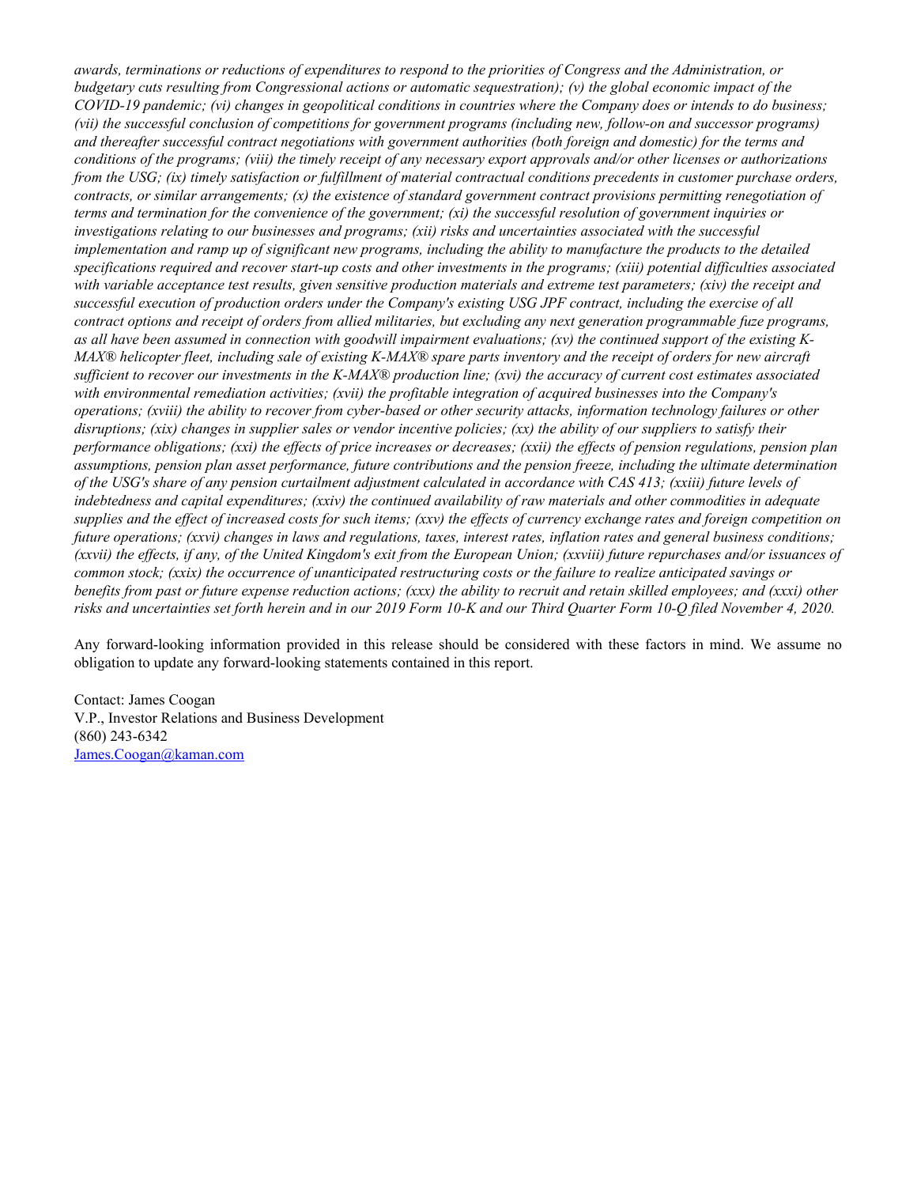*awards, terminations or reductions of expenditures to respond to the priorities of Congress and the Administration, or budgetary cuts resulting from Congressional actions or automatic sequestration); (v) the global economic impact of the COVID-19 pandemic; (vi) changes in geopolitical conditions in countries where the Company does or intends to do business; (vii) the successful conclusion of competitions for government programs (including new, follow-on and successor programs) and thereafter successful contract negotiations with government authorities (both foreign and domestic) for the terms and conditions of the programs; (viii) the timely receipt of any necessary export approvals and/or other licenses or authorizations from the USG; (ix) timely satisfaction or fulfillment of material contractual conditions precedents in customer purchase orders, contracts, or similar arrangements; (x) the existence of standard government contract provisions permitting renegotiation of terms and termination for the convenience of the government; (xi) the successful resolution of government inquiries or investigations relating to our businesses and programs; (xii) risks and uncertainties associated with the successful implementation and ramp up of significant new programs, including the ability to manufacture the products to the detailed specifications required and recover start-up costs and other investments in the programs; (xiii) potential difficulties associated with variable acceptance test results, given sensitive production materials and extreme test parameters; (xiv) the receipt and successful execution of production orders under the Company's existing USG JPF contract, including the exercise of all contract options and receipt of orders from allied militaries, but excluding any next generation programmable fuze programs, as all have been assumed in connection with goodwill impairment evaluations; (xv) the continued support of the existing K-MAX® helicopter fleet, including sale of existing K-MAX® spare parts inventory and the receipt of orders for new aircraft sufficient to recover our investments in the K-MAX® production line; (xvi) the accuracy of current cost estimates associated with environmental remediation activities; (xvii) the profitable integration of acquired businesses into the Company's operations; (xviii) the ability to recover from cyber-based or other security attacks, information technology failures or other disruptions; (xix) changes in supplier sales or vendor incentive policies; (xx) the ability of our suppliers to satisfy their performance obligations; (xxi) the effects of price increases or decreases; (xxii) the effects of pension regulations, pension plan assumptions, pension plan asset performance, future contributions and the pension freeze, including the ultimate determination of the USG's share of any pension curtailment adjustment calculated in accordance with CAS 413; (xxiii) future levels of indebtedness and capital expenditures; (xxiv) the continued availability of raw materials and other commodities in adequate supplies and the effect of increased costs for such items; (xxv) the effects of currency exchange rates and foreign competition on future operations; (xxvi) changes in laws and regulations, taxes, interest rates, inflation rates and general business conditions; (xxvii) the effects, if any, of the United Kingdom's exit from the European Union; (xxviii) future repurchases and/or issuances of common stock; (xxix) the occurrence of unanticipated restructuring costs or the failure to realize anticipated savings or benefits from past or future expense reduction actions; (xxx) the ability to recruit and retain skilled employees; and (xxxi) other risks and uncertainties set forth herein and in our 2019 Form 10-K and our Third Quarter Form 10-Q filed November 4, 2020.*

Any forward-looking information provided in this release should be considered with these factors in mind. We assume no obligation to update any forward-looking statements contained in this report.

Contact: James Coogan
V.P., Investor Relations and Business Development
(860) 243-6342
James.Coogan@kaman.com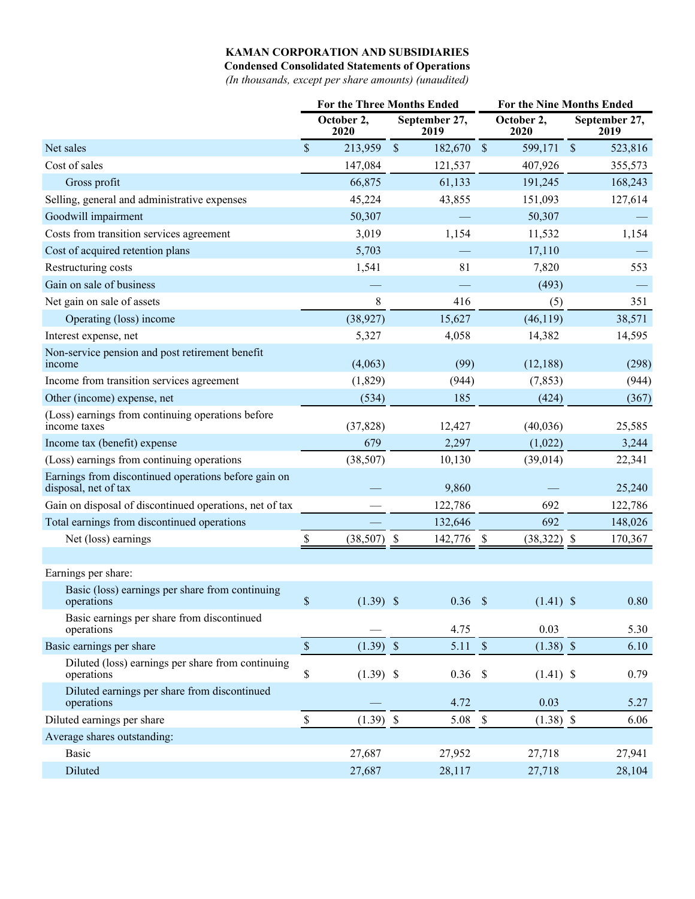**KAMAN CORPORATION AND SUBSIDIARIES**

**Condensed Consolidated Statements of Operations**

*(In thousands, except per share amounts) (unaudited)*

| | For the Three Months Ended | | For the Nine Months Ended | |
|---|---|---|---|---|
| | October 2, 2020 | September 27, 2019 | October 2, 2020 | September 27, 2019 |
| Net sales | $ 213,959 | $ 182,670 | $ 599,171 | $ 523,816 |
| Cost of sales | 147,084 | 121,537 | 407,926 | 355,573 |
| Gross profit | 66,875 | 61,133 | 191,245 | 168,243 |
| Selling, general and administrative expenses | 45,224 | 43,855 | 151,093 | 127,614 |
| Goodwill impairment | 50,307 | — | 50,307 | — |
| Costs from transition services agreement | 3,019 | 1,154 | 11,532 | 1,154 |
| Cost of acquired retention plans | 5,703 | — | 17,110 | — |
| Restructuring costs | 1,541 | 81 | 7,820 | 553 |
| Gain on sale of business | — | — | (493) | — |
| Net gain on sale of assets | 8 | 416 | (5) | 351 |
| Operating (loss) income | (38,927) | 15,627 | (46,119) | 38,571 |
| Interest expense, net | 5,327 | 4,058 | 14,382 | 14,595 |
| Non-service pension and post retirement benefit income | (4,063) | (99) | (12,188) | (298) |
| Income from transition services agreement | (1,829) | (944) | (7,853) | (944) |
| Other (income) expense, net | (534) | 185 | (424) | (367) |
| (Loss) earnings from continuing operations before income taxes | (37,828) | 12,427 | (40,036) | 25,585 |
| Income tax (benefit) expense | 679 | 2,297 | (1,022) | 3,244 |
| (Loss) earnings from continuing operations | (38,507) | 10,130 | (39,014) | 22,341 |
| Earnings from discontinued operations before gain on disposal, net of tax | — | 9,860 | — | 25,240 |
| Gain on disposal of discontinued operations, net of tax | — | 122,786 | 692 | 122,786 |
| Total earnings from discontinued operations | — | 132,646 | 692 | 148,026 |
| Net (loss) earnings | $ (38,507) | $ 142,776 | $ (38,322) | $ 170,367 |
| | | | | |
| Earnings per share: | | | | |
| Basic (loss) earnings per share from continuing operations | $ (1.39) | $ 0.36 | $ (1.41) | $ 0.80 |
| Basic earnings per share from discontinued operations | — | 4.75 | 0.03 | 5.30 |
| Basic earnings per share | $ (1.39) | $ 5.11 | $ (1.38) | $ 6.10 |
| Diluted (loss) earnings per share from continuing operations | $ (1.39) | $ 0.36 | $ (1.41) | $ 0.79 |
| Diluted earnings per share from discontinued operations | — | 4.72 | 0.03 | 5.27 |
| Diluted earnings per share | $ (1.39) | $ 5.08 | $ (1.38) | $ 6.06 |
| Average shares outstanding: | | | | |
| Basic | 27,687 | 27,952 | 27,718 | 27,941 |
| Diluted | 27,687 | 28,117 | 27,718 | 28,104 |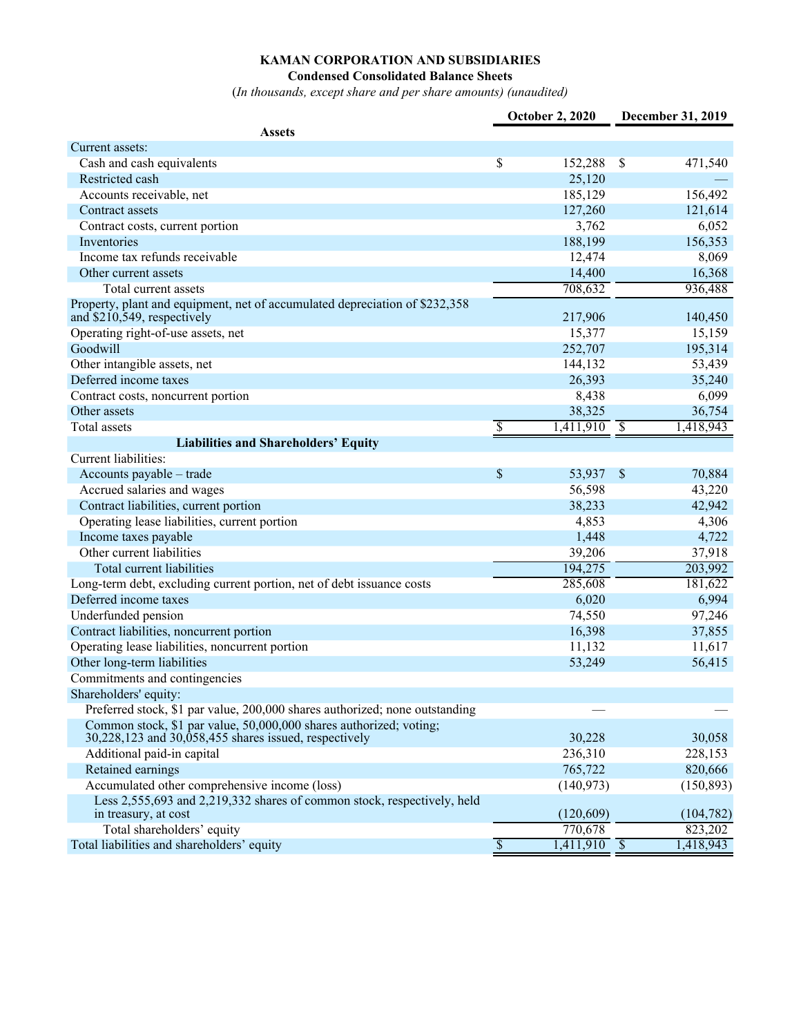**KAMAN CORPORATION AND SUBSIDIARIES**

**Condensed Consolidated Balance Sheets**

(*In thousands, except share and per share amounts) (unaudited)*

| | October 2, 2020 | December 31, 2019 |
|---|---|---|
| **Assets** | | |
| Current assets: | | |
| Cash and cash equivalents | $ 152,288 | $ 471,540 |
| Restricted cash | 25,120 | — |
| Accounts receivable, net | 185,129 | 156,492 |
| Contract assets | 127,260 | 121,614 |
| Contract costs, current portion | 3,762 | 6,052 |
| Inventories | 188,199 | 156,353 |
| Income tax refunds receivable | 12,474 | 8,069 |
| Other current assets | 14,400 | 16,368 |
| Total current assets | 708,632 | 936,488 |
| Property, plant and equipment, net of accumulated depreciation of $232,358 and $210,549, respectively | 217,906 | 140,450 |
| Operating right-of-use assets, net | 15,377 | 15,159 |
| Goodwill | 252,707 | 195,314 |
| Other intangible assets, net | 144,132 | 53,439 |
| Deferred income taxes | 26,393 | 35,240 |
| Contract costs, noncurrent portion | 8,438 | 6,099 |
| Other assets | 38,325 | 36,754 |
| Total assets | $ 1,411,910 | $ 1,418,943 |
| **Liabilities and Shareholders' Equity** | | |
| Current liabilities: | | |
| Accounts payable – trade | $ 53,937 | $ 70,884 |
| Accrued salaries and wages | 56,598 | 43,220 |
| Contract liabilities, current portion | 38,233 | 42,942 |
| Operating lease liabilities, current portion | 4,853 | 4,306 |
| Income taxes payable | 1,448 | 4,722 |
| Other current liabilities | 39,206 | 37,918 |
| Total current liabilities | 194,275 | 203,992 |
| Long-term debt, excluding current portion, net of debt issuance costs | 285,608 | 181,622 |
| Deferred income taxes | 6,020 | 6,994 |
| Underfunded pension | 74,550 | 97,246 |
| Contract liabilities, noncurrent portion | 16,398 | 37,855 |
| Operating lease liabilities, noncurrent portion | 11,132 | 11,617 |
| Other long-term liabilities | 53,249 | 56,415 |
| Commitments and contingencies | | |
| Shareholders' equity: | | |
| Preferred stock, $1 par value, 200,000 shares authorized; none outstanding | — | — |
| Common stock, $1 par value, 50,000,000 shares authorized; voting; 30,228,123 and 30,058,455 shares issued, respectively | 30,228 | 30,058 |
| Additional paid-in capital | 236,310 | 228,153 |
| Retained earnings | 765,722 | 820,666 |
| Accumulated other comprehensive income (loss) | (140,973) | (150,893) |
| Less 2,555,693 and 2,219,332 shares of common stock, respectively, held in treasury, at cost | (120,609) | (104,782) |
| Total shareholders' equity | 770,678 | 823,202 |
| Total liabilities and shareholders' equity | $ 1,411,910 | $ 1,418,943 |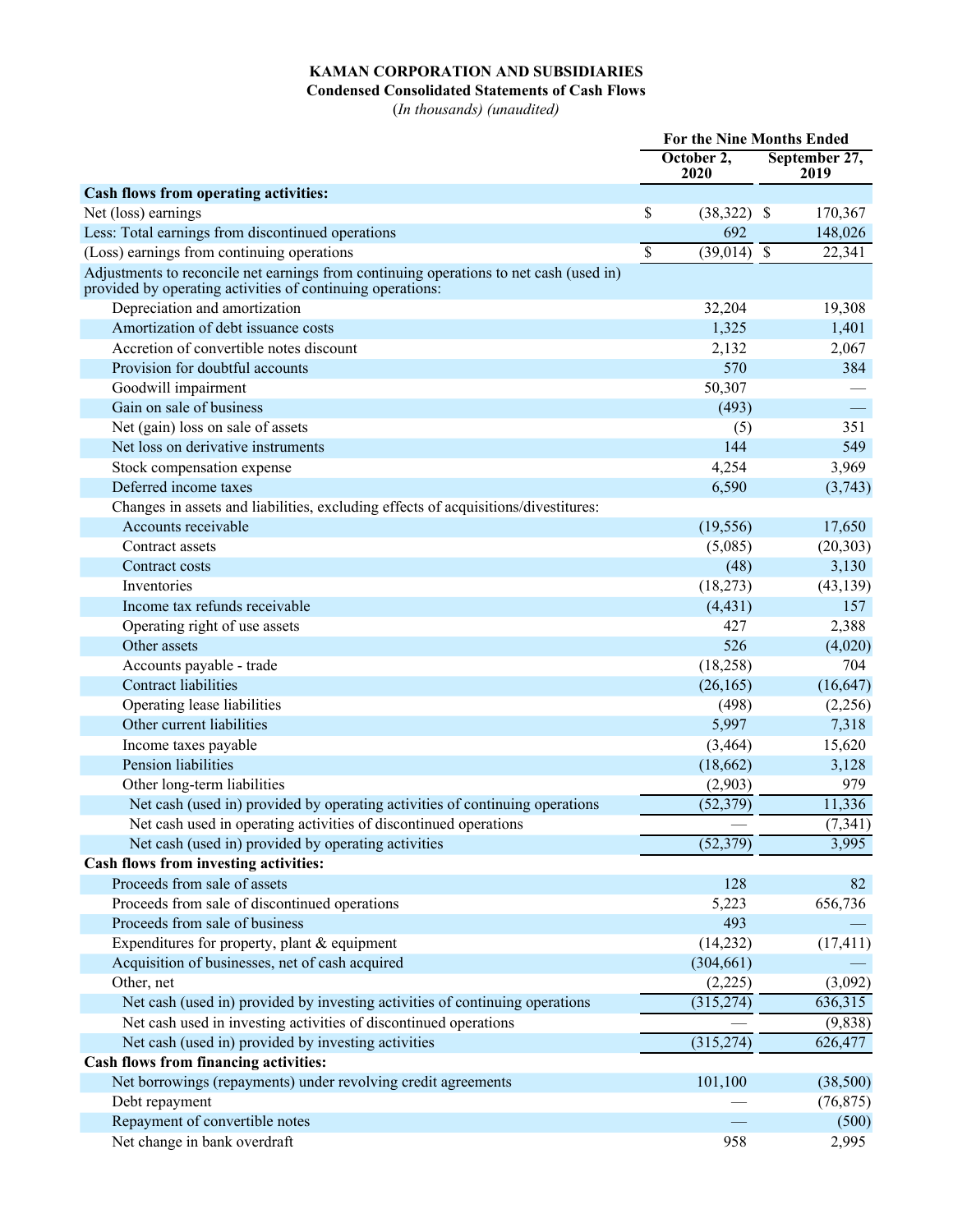**KAMAN CORPORATION AND SUBSIDIARIES**
**Condensed Consolidated Statements of Cash Flows**
(*In thousands*) (*unaudited*)

| | For the Nine Months Ended | |
|---|---|---|
| | October 2, 2020 | September 27, 2019 |
| **Cash flows from operating activities:** | | |
| Net (loss) earnings | $ (38,322) | $ 170,367 |
| Less: Total earnings from discontinued operations | 692 | 148,026 |
| (Loss) earnings from continuing operations | $ (39,014) | $ 22,341 |
| Adjustments to reconcile net earnings from continuing operations to net cash (used in) provided by operating activities of continuing operations: | | |
| Depreciation and amortization | 32,204 | 19,308 |
| Amortization of debt issuance costs | 1,325 | 1,401 |
| Accretion of convertible notes discount | 2,132 | 2,067 |
| Provision for doubtful accounts | 570 | 384 |
| Goodwill impairment | 50,307 | — |
| Gain on sale of business | (493) | — |
| Net (gain) loss on sale of assets | (5) | 351 |
| Net loss on derivative instruments | 144 | 549 |
| Stock compensation expense | 4,254 | 3,969 |
| Deferred income taxes | 6,590 | (3,743) |
| Changes in assets and liabilities, excluding effects of acquisitions/divestitures: | | |
| Accounts receivable | (19,556) | 17,650 |
| Contract assets | (5,085) | (20,303) |
| Contract costs | (48) | 3,130 |
| Inventories | (18,273) | (43,139) |
| Income tax refunds receivable | (4,431) | 157 |
| Operating right of use assets | 427 | 2,388 |
| Other assets | 526 | (4,020) |
| Accounts payable - trade | (18,258) | 704 |
| Contract liabilities | (26,165) | (16,647) |
| Operating lease liabilities | (498) | (2,256) |
| Other current liabilities | 5,997 | 7,318 |
| Income taxes payable | (3,464) | 15,620 |
| Pension liabilities | (18,662) | 3,128 |
| Other long-term liabilities | (2,903) | 979 |
| Net cash (used in) provided by operating activities of continuing operations | (52,379) | 11,336 |
| Net cash used in operating activities of discontinued operations | — | (7,341) |
| Net cash (used in) provided by operating activities | (52,379) | 3,995 |
| **Cash flows from investing activities:** | | |
| Proceeds from sale of assets | 128 | 82 |
| Proceeds from sale of discontinued operations | 5,223 | 656,736 |
| Proceeds from sale of business | 493 | — |
| Expenditures for property, plant & equipment | (14,232) | (17,411) |
| Acquisition of businesses, net of cash acquired | (304,661) | — |
| Other, net | (2,225) | (3,092) |
| Net cash (used in) provided by investing activities of continuing operations | (315,274) | 636,315 |
| Net cash used in investing activities of discontinued operations | — | (9,838) |
| Net cash (used in) provided by investing activities | (315,274) | 626,477 |
| **Cash flows from financing activities:** | | |
| Net borrowings (repayments) under revolving credit agreements | 101,100 | (38,500) |
| Debt repayment | — | (76,875) |
| Repayment of convertible notes | — | (500) |
| Net change in bank overdraft | 958 | 2,995 |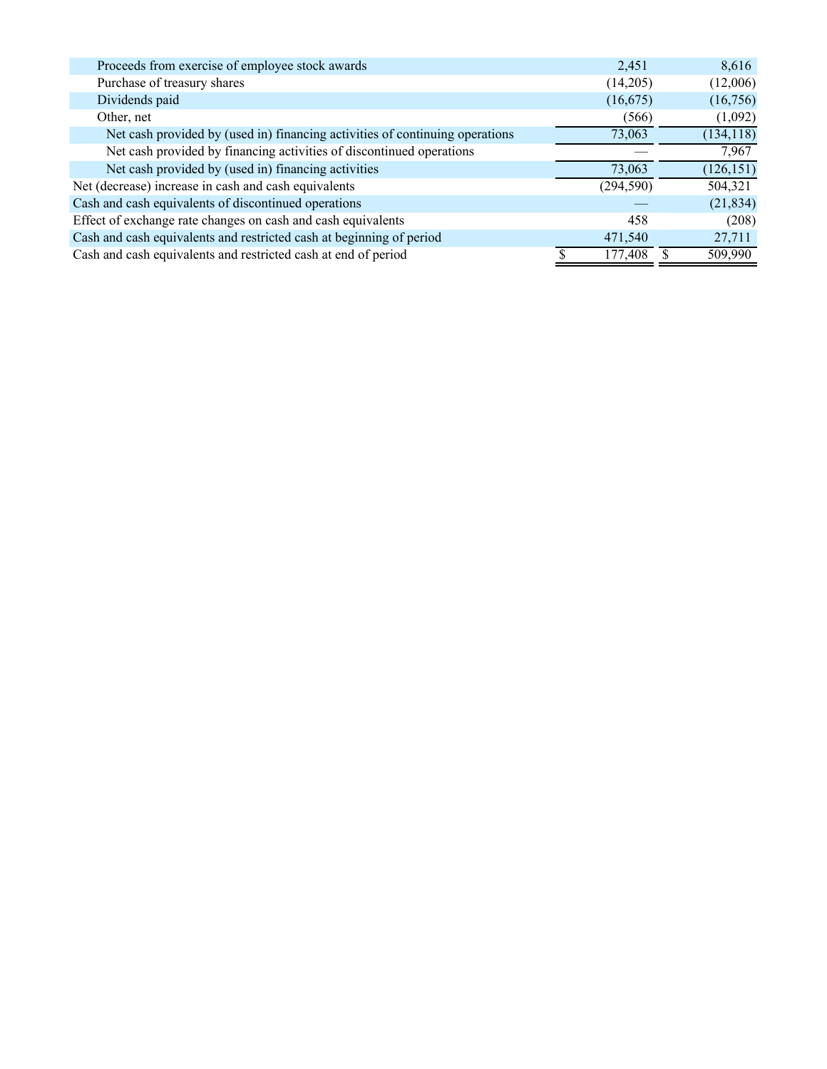| | | |
|---|---|---|
| Proceeds from exercise of employee stock awards | 2,451 | 8,616 |
| Purchase of treasury shares | (14,205) | (12,006) |
| Dividends paid | (16,675) | (16,756) |
| Other, net | (566) | (1,092) |
| Net cash provided by (used in) financing activities of continuing operations | 73,063 | (134,118) |
| Net cash provided by financing activities of discontinued operations | — | 7,967 |
| Net cash provided by (used in) financing activities | 73,063 | (126,151) |
| Net (decrease) increase in cash and cash equivalents | (294,590) | 504,321 |
| Cash and cash equivalents of discontinued operations | — | (21,834) |
| Effect of exchange rate changes on cash and cash equivalents | 458 | (208) |
| Cash and cash equivalents and restricted cash at beginning of period | 471,540 | 27,711 |
| Cash and cash equivalents and restricted cash at end of period | $ 177,408 | $ 509,990 |